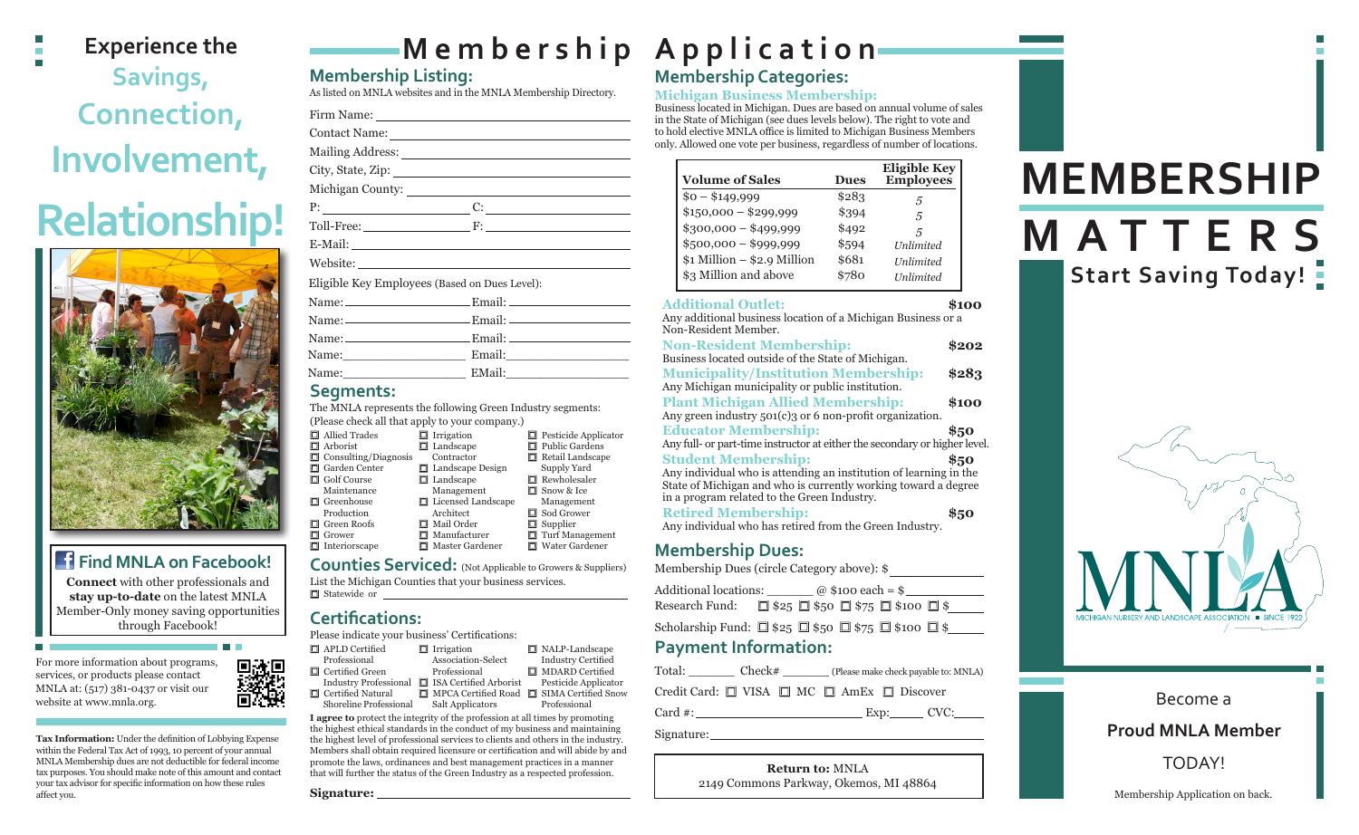# Experience the Savings, Connection, Involvement, Relationship!

## Find MNLA on Facebook!

**Connect** with other professionals and **stay up-to-date** on the latest MNLA Member-Only money saving opportunities through Facebook!

For more information about programs, services, or products please contact MNLA at: (517) 381-0437 or visit our website at www.mnla.org.

**Tax Information:** Under the definition of Lobbying Expense within the Federal Tax Act of 1993, 10 percent of your annual MNLA Membership dues are not deductible for federal income tax purposes. You should make note of this amount and contact your tax advisor for specific information on how these rules affect you.

# Membership Application

## Membership Listing:

As listed on MNLA websites and in the MNLA Membership Directory.

Firm Name: ______________________

Contact Name: ______________________

Mailing Address: ______________________

City, State, Zip: ______________________

Michigan County: ______________________

P: ____________ C: ____________

Toll-Free: ____________ F: ____________

E-Mail: ______________________

Website: ______________________

Eligible Key Employees (Based on Dues Level):

Name: ____________ Email: ____________

Name: ____________ Email: ____________

Name: ____________ Email: ____________

Name: ____________ Email: ____________

Name: ____________ EMail: ____________

## Segments:

The MNLA represents the following Green Industry segments: (Please check all that apply to your company.)

- ☐ Allied Trades
- ☐ Arborist
- ☐ Consulting/Diagnosis
- ☐ Garden Center
- ☐ Golf Course Maintenance
- ☐ Greenhouse Production
- ☐ Green Roofs
- ☐ Grower
- ☐ Interiorscape
- ☐ Irrigation
- ☐ Landscape Contractor
- ☐ Landscape Design
- ☐ Landscape Management
- ☐ Licensed Landscape Architect
- ☐ Mail Order
- ☐ Manufacturer
- ☐ Master Gardener
- ☐ Pesticide Applicator
- ☐ Public Gardens
- ☐ Retail Landscape Supply Yard
- ☐ Rewholesaler
- ☐ Snow & Ice Management
- ☐ Sod Grower
- ☐ Supplier
- ☐ Turf Management
- ☐ Water Gardener

## Counties Serviced: (Not Applicable to Growers & Suppliers)

List the Michigan Counties that your business services.

☐ Statewide or ______________________

## Certifications:

Please indicate your business' Certifications:

- ☐ APLD Certified Professional
- ☐ Certified Green Industry Professional
- ☐ Certified Natural Shoreline Professional
- ☐ Irrigation Association-Select Professional
- ☐ ISA Certified Arborist
- ☐ MPCA Certified Road Salt Applicators
- ☐ NALP-Landscape Industry Certified
- ☐ MDARD Certified Pesticide Applicator
- ☐ SIMA Certified Snow Professional

**I agree to** protect the integrity of the profession at all times by promoting the highest ethical standards in the conduct of my business and maintaining the highest level of professional services to clients and others in the industry. Members shall obtain required licensure or certification and will abide by and promote the laws, ordinances and best management practices in a manner that will further the status of the Green Industry as a respected profession.

**Signature:** ______________________

## Membership Categories:

### Michigan Business Membership:

Business located in Michigan. Dues are based on annual volume of sales in the State of Michigan (see dues levels below). The right to vote and to hold elective MNLA office is limited to Michigan Business Members only. Allowed one vote per business, regardless of number of locations.

| Volume of Sales | Dues | Eligible Key Employees |
|---|---|---|
| $0 – $149,999 | $283 | 5 |
| $150,000 – $299,999 | $394 | 5 |
| $300,000 – $499,999 | $492 | 5 |
| $500,000 – $999,999 | $594 | *Unlimited* |
| $1 Million – $2.9 Million | $681 | *Unlimited* |
| $3 Million and above | $780 | *Unlimited* |

**Additional Outlet:** $100
Any additional business location of a Michigan Business or a Non-Resident Member.

**Non-Resident Membership:** $202
Business located outside of the State of Michigan.

**Municipality/Institution Membership:** $283
Any Michigan municipality or public institution.

**Plant Michigan Allied Membership:** $100
Any green industry 501(c)3 or 6 non-profit organization.

**Educator Membership:** $50
Any full- or part-time instructor at either the secondary or higher level.

**Student Membership:** $50
Any individual who is attending an institution of learning in the State of Michigan and who is currently working toward a degree in a program related to the Green Industry.

**Retired Membership:** $50
Any individual who has retired from the Green Industry.

## Membership Dues:

Membership Dues (circle Category above): $__________

Additional locations: ______ @ $100 each = $__________

Research Fund: ☐ $25 ☐ $50 ☐ $75 ☐ $100 ☐ $______

Scholarship Fund: ☐ $25 ☐ $50 ☐ $75 ☐ $100 ☐ $______

## Payment Information:

Total: ______ Check# ______ (Please make check payable to: MNLA)

Credit Card: ☐ VISA ☐ MC ☐ AmEx ☐ Discover

Card #: ______________ Exp: ______ CVC: ______

Signature: ______________________

**Return to:** MNLA
2149 Commons Parkway, Okemos, MI 48864

# MEMBERSHIP MATTERS

**Start Saving Today!**

MNLA — MICHIGAN NURSERY AND LANDSCAPE ASSOCIATION ■ SINCE 1922

Become a

**Proud MNLA Member**

TODAY!

Membership Application on back.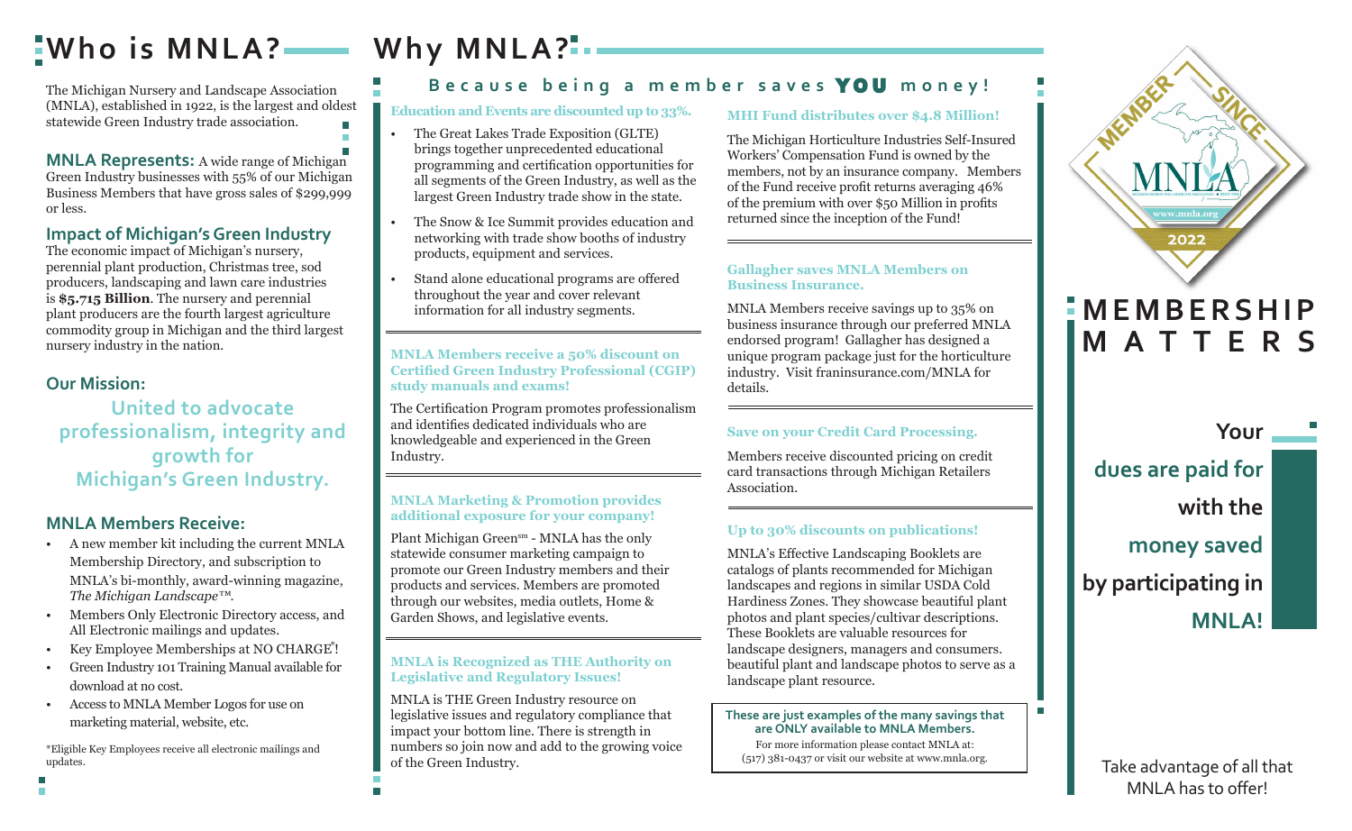# Who is MNLA?

The Michigan Nursery and Landscape Association (MNLA), established in 1922, is the largest and oldest statewide Green Industry trade association.

**MNLA Represents:** A wide range of Michigan Green Industry businesses with 55% of our Michigan Business Members that have gross sales of $299,999 or less.

## Impact of Michigan's Green Industry

The economic impact of Michigan's nursery, perennial plant production, Christmas tree, sod producers, landscaping and lawn care industries is **$5.715 Billion**. The nursery and perennial plant producers are the fourth largest agriculture commodity group in Michigan and the third largest nursery industry in the nation.

## Our Mission:

**United to advocate professionalism, integrity and growth for Michigan's Green Industry.**

## MNLA Members Receive:

- A new member kit including the current MNLA Membership Directory, and subscription to MNLA's bi-monthly, award-winning magazine, *The Michigan Landscape™*.
- Members Only Electronic Directory access, and All Electronic mailings and updates.
- Key Employee Memberships at NO CHARGE*!
- Green Industry 101 Training Manual available for download at no cost.
- Access to MNLA Member Logos for use on marketing material, website, etc.

*Eligible Key Employees receive all electronic mailings and updates.

# Why MNLA?

**Because being a member saves YOU money!**

**Education and Events are discounted up to 33%.**

- The Great Lakes Trade Exposition (GLTE) brings together unprecedented educational programming and certification opportunities for all segments of the Green Industry, as well as the largest Green Industry trade show in the state.
- The Snow & Ice Summit provides education and networking with trade show booths of industry products, equipment and services.
- Stand alone educational programs are offered throughout the year and cover relevant information for all industry segments.

**MNLA Members receive a 50% discount on Certified Green Industry Professional (CGIP) study manuals and exams!**

The Certification Program promotes professionalism and identifies dedicated individuals who are knowledgeable and experienced in the Green Industry.

**MNLA Marketing & Promotion provides additional exposure for your company!**

Plant Michigan Green℠ - MNLA has the only statewide consumer marketing campaign to promote our Green Industry members and their products and services. Members are promoted through our websites, media outlets, Home & Garden Shows, and legislative events.

**MNLA is Recognized as THE Authority on Legislative and Regulatory Issues!**

MNLA is THE Green Industry resource on legislative issues and regulatory compliance that impact your bottom line. There is strength in numbers so join now and add to the growing voice of the Green Industry.

**MHI Fund distributes over $4.8 Million!**

The Michigan Horticulture Industries Self-Insured Workers' Compensation Fund is owned by the members, not by an insurance company. Members of the Fund receive profit returns averaging 46% of the premium with over $50 Million in profits returned since the inception of the Fund!

**Gallagher saves MNLA Members on Business Insurance.**

MNLA Members receive savings up to 35% on business insurance through our preferred MNLA endorsed program! Gallagher has designed a unique program package just for the horticulture industry. Visit franinsurance.com/MNLA for details.

**Save on your Credit Card Processing.**

Members receive discounted pricing on credit card transactions through Michigan Retailers Association.

**Up to 30% discounts on publications!**

MNLA's Effective Landscaping Booklets are catalogs of plants recommended for Michigan landscapes and regions in similar USDA Cold Hardiness Zones. They showcase beautiful plant photos and plant species/cultivar descriptions. These Booklets are valuable resources for landscape designers, managers and consumers. beautiful plant and landscape photos to serve as a landscape plant resource.

**These are just examples of the many savings that are ONLY available to MNLA Members.**

For more information please contact MNLA at: (517) 381-0437 or visit our website at www.mnla.org.

MEMBER SINCE

MNLA

www.mnla.org

2022

# MEMBERSHIP MATTERS

**Your dues are paid for with the money saved by participating in MNLA!**

Take advantage of all that MNLA has to offer!